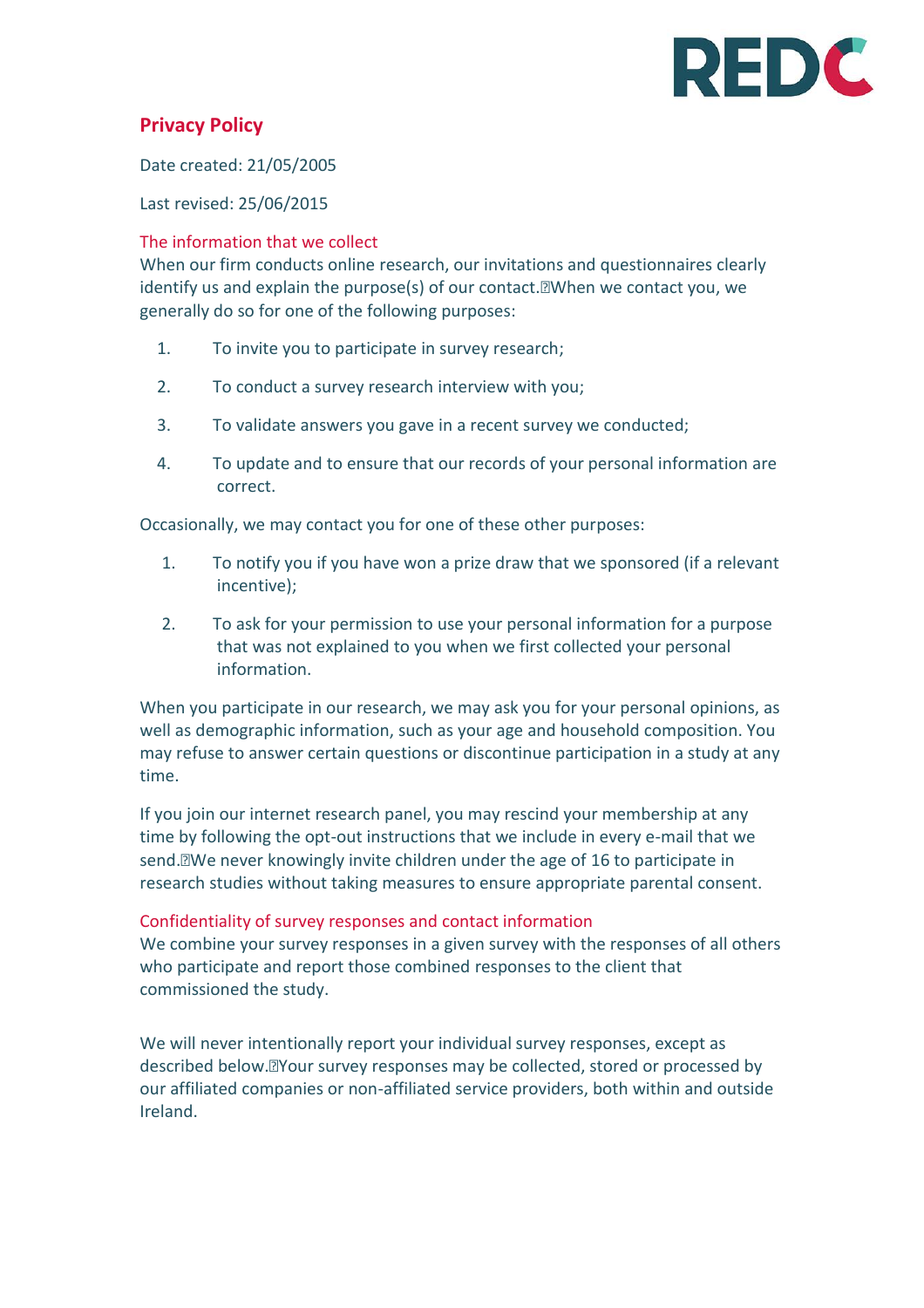REDC

# Privacy Policy

Date created: 21/05/2005

Last revised: 25/06/2015

## The information that we collect

When our firm conducts online research, our invitations and questionnaires clearly identify us and explain the purpose(s) of our contact. When we contact you, we generally do so for one of the following purposes:

1. To invite you to participate in survey research;
2. To conduct a survey research interview with you;
3. To validate answers you gave in a recent survey we conducted;
4. To update and to ensure that our records of your personal information are correct.

Occasionally, we may contact you for one of these other purposes:

1. To notify you if you have won a prize draw that we sponsored (if a relevant incentive);
2. To ask for your permission to use your personal information for a purpose that was not explained to you when we first collected your personal information.

When you participate in our research, we may ask you for your personal opinions, as well as demographic information, such as your age and household composition. You may refuse to answer certain questions or discontinue participation in a study at any time.

If you join our internet research panel, you may rescind your membership at any time by following the opt-out instructions that we include in every e-mail that we send. We never knowingly invite children under the age of 16 to participate in research studies without taking measures to ensure appropriate parental consent.

## Confidentiality of survey responses and contact information

We combine your survey responses in a given survey with the responses of all others who participate and report those combined responses to the client that commissioned the study.

We will never intentionally report your individual survey responses, except as described below. Your survey responses may be collected, stored or processed by our affiliated companies or non-affiliated service providers, both within and outside Ireland.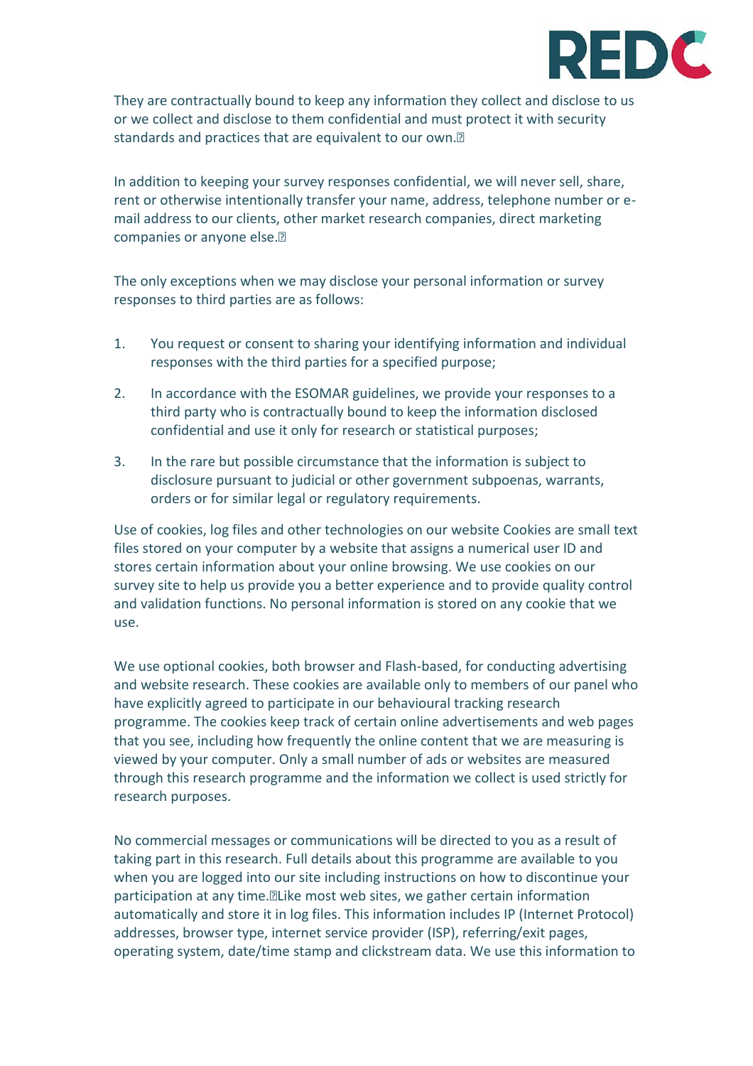They are contractually bound to keep any information they collect and disclose to us or we collect and disclose to them confidential and must protect it with security standards and practices that are equivalent to our own.

In addition to keeping your survey responses confidential, we will never sell, share, rent or otherwise intentionally transfer your name, address, telephone number or e-mail address to our clients, other market research companies, direct marketing companies or anyone else.

The only exceptions when we may disclose your personal information or survey responses to third parties are as follows:

1. You request or consent to sharing your identifying information and individual responses with the third parties for a specified purpose;
2. In accordance with the ESOMAR guidelines, we provide your responses to a third party who is contractually bound to keep the information disclosed confidential and use it only for research or statistical purposes;
3. In the rare but possible circumstance that the information is subject to disclosure pursuant to judicial or other government subpoenas, warrants, orders or for similar legal or regulatory requirements.

Use of cookies, log files and other technologies on our website Cookies are small text files stored on your computer by a website that assigns a numerical user ID and stores certain information about your online browsing. We use cookies on our survey site to help us provide you a better experience and to provide quality control and validation functions. No personal information is stored on any cookie that we use.

We use optional cookies, both browser and Flash-based, for conducting advertising and website research. These cookies are available only to members of our panel who have explicitly agreed to participate in our behavioural tracking research programme. The cookies keep track of certain online advertisements and web pages that you see, including how frequently the online content that we are measuring is viewed by your computer. Only a small number of ads or websites are measured through this research programme and the information we collect is used strictly for research purposes.

No commercial messages or communications will be directed to you as a result of taking part in this research. Full details about this programme are available to you when you are logged into our site including instructions on how to discontinue your participation at any time. Like most web sites, we gather certain information automatically and store it in log files. This information includes IP (Internet Protocol) addresses, browser type, internet service provider (ISP), referring/exit pages, operating system, date/time stamp and clickstream data. We use this information to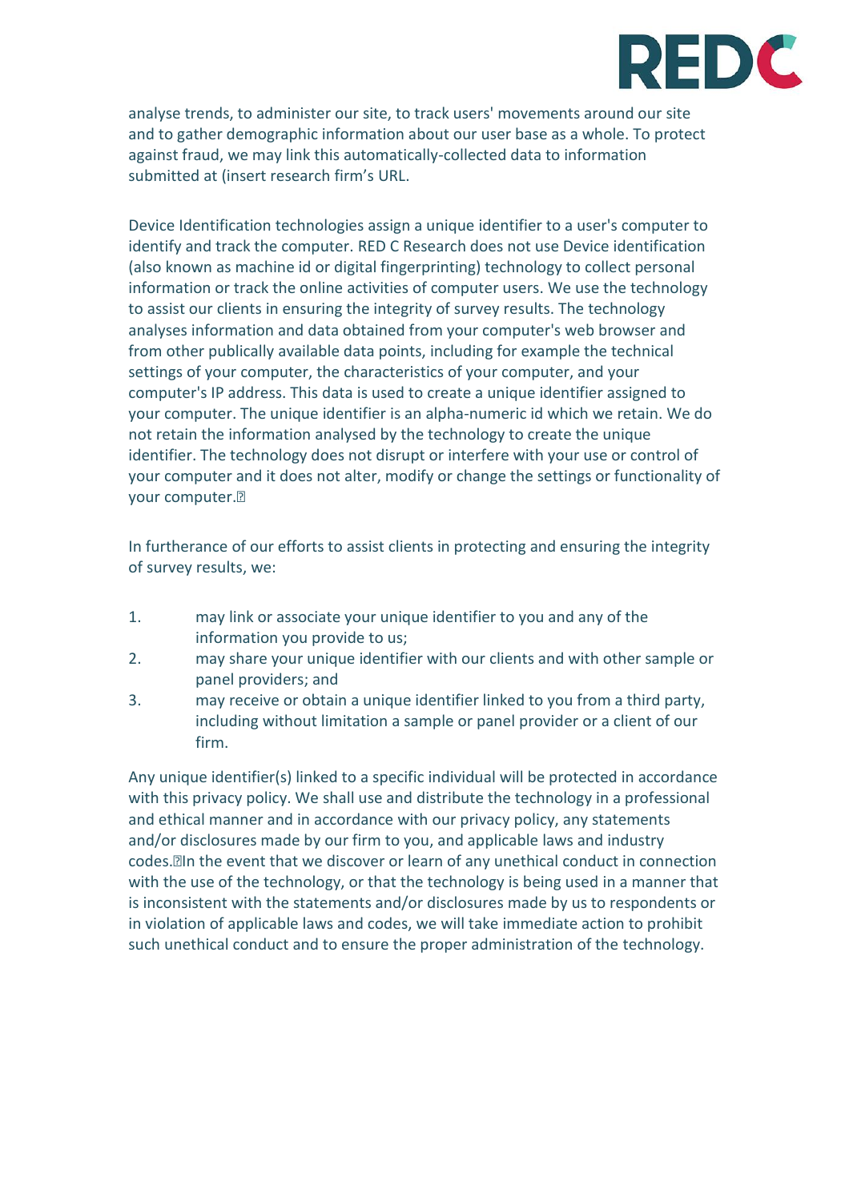analyse trends, to administer our site, to track users' movements around our site and to gather demographic information about our user base as a whole. To protect against fraud, we may link this automatically-collected data to information submitted at (insert research firm's URL.

Device Identification technologies assign a unique identifier to a user's computer to identify and track the computer. RED C Research does not use Device identification (also known as machine id or digital fingerprinting) technology to collect personal information or track the online activities of computer users. We use the technology to assist our clients in ensuring the integrity of survey results. The technology analyses information and data obtained from your computer's web browser and from other publically available data points, including for example the technical settings of your computer, the characteristics of your computer, and your computer's IP address. This data is used to create a unique identifier assigned to your computer. The unique identifier is an alpha-numeric id which we retain. We do not retain the information analysed by the technology to create the unique identifier. The technology does not disrupt or interfere with your use or control of your computer and it does not alter, modify or change the settings or functionality of your computer.

In furtherance of our efforts to assist clients in protecting and ensuring the integrity of survey results, we:

1. may link or associate your unique identifier to you and any of the information you provide to us;
2. may share your unique identifier with our clients and with other sample or panel providers; and
3. may receive or obtain a unique identifier linked to you from a third party, including without limitation a sample or panel provider or a client of our firm.

Any unique identifier(s) linked to a specific individual will be protected in accordance with this privacy policy. We shall use and distribute the technology in a professional and ethical manner and in accordance with our privacy policy, any statements and/or disclosures made by our firm to you, and applicable laws and industry codes. In the event that we discover or learn of any unethical conduct in connection with the use of the technology, or that the technology is being used in a manner that is inconsistent with the statements and/or disclosures made by us to respondents or in violation of applicable laws and codes, we will take immediate action to prohibit such unethical conduct and to ensure the proper administration of the technology.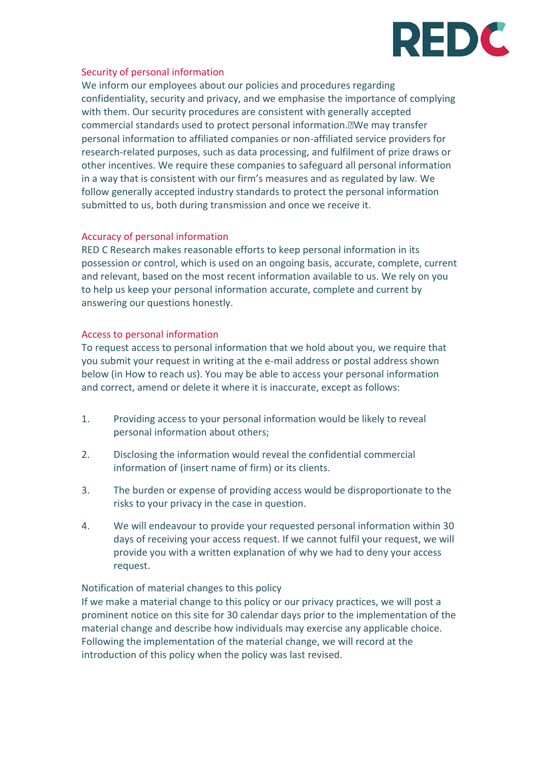## Security of personal information

We inform our employees about our policies and procedures regarding confidentiality, security and privacy, and we emphasise the importance of complying with them. Our security procedures are consistent with generally accepted commercial standards used to protect personal information. We may transfer personal information to affiliated companies or non-affiliated service providers for research-related purposes, such as data processing, and fulfilment of prize draws or other incentives. We require these companies to safeguard all personal information in a way that is consistent with our firm's measures and as regulated by law. We follow generally accepted industry standards to protect the personal information submitted to us, both during transmission and once we receive it.

## Accuracy of personal information

RED C Research makes reasonable efforts to keep personal information in its possession or control, which is used on an ongoing basis, accurate, complete, current and relevant, based on the most recent information available to us. We rely on you to help us keep your personal information accurate, complete and current by answering our questions honestly.

## Access to personal information

To request access to personal information that we hold about you, we require that you submit your request in writing at the e-mail address or postal address shown below (in How to reach us). You may be able to access your personal information and correct, amend or delete it where it is inaccurate, except as follows:

1. Providing access to your personal information would be likely to reveal personal information about others;
2. Disclosing the information would reveal the confidential commercial information of (insert name of firm) or its clients.
3. The burden or expense of providing access would be disproportionate to the risks to your privacy in the case in question.
4. We will endeavour to provide your requested personal information within 30 days of receiving your access request. If we cannot fulfil your request, we will provide you with a written explanation of why we had to deny your access request.

Notification of material changes to this policy

If we make a material change to this policy or our privacy practices, we will post a prominent notice on this site for 30 calendar days prior to the implementation of the material change and describe how individuals may exercise any applicable choice. Following the implementation of the material change, we will record at the introduction of this policy when the policy was last revised.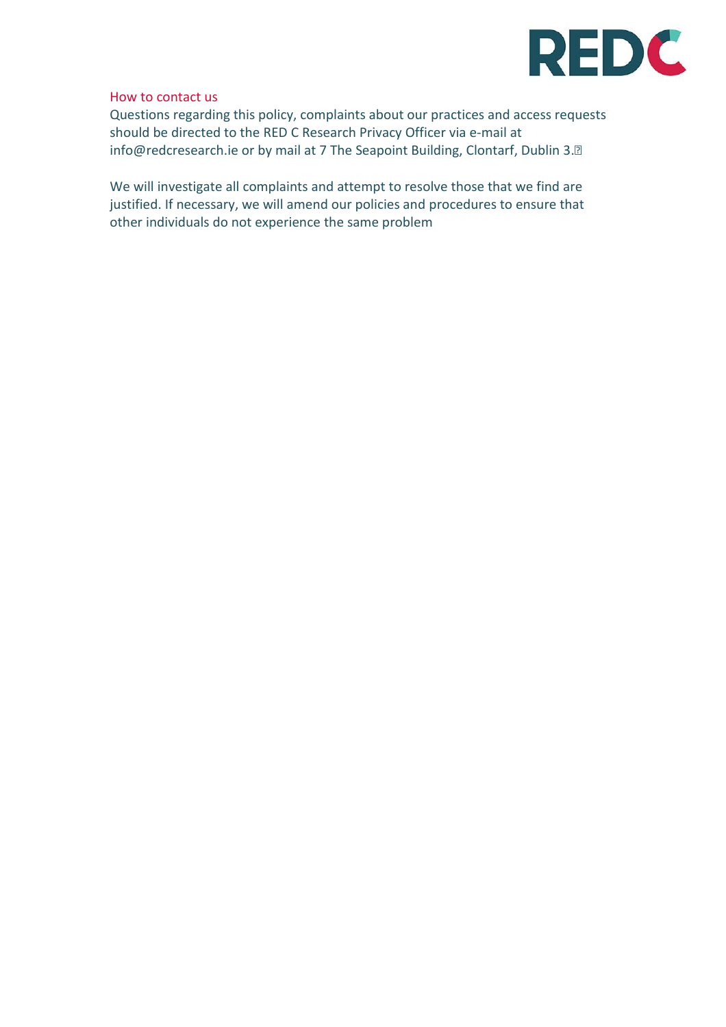## How to contact us

Questions regarding this policy, complaints about our practices and access requests should be directed to the RED C Research Privacy Officer via e-mail at info@redcresearch.ie or by mail at 7 The Seapoint Building, Clontarf, Dublin 3.

We will investigate all complaints and attempt to resolve those that we find are justified. If necessary, we will amend our policies and procedures to ensure that other individuals do not experience the same problem